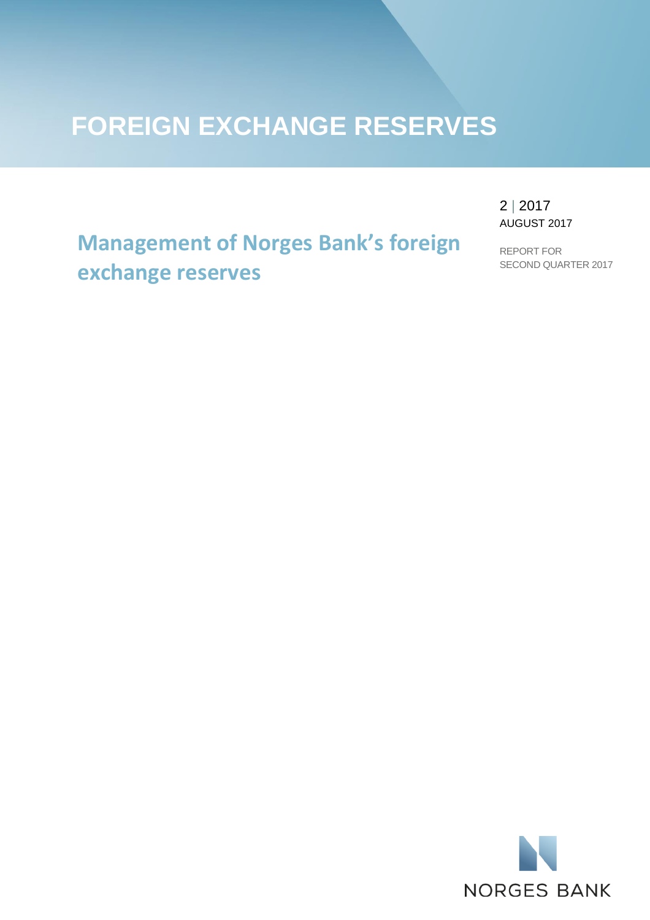# FOREIGN EXCHANGE RESERVES

2 | 2017
AUGUST 2017

REPORT FOR
SECOND QUARTER 2017

## Management of Norges Bank's foreign exchange reserves

NORGES BANK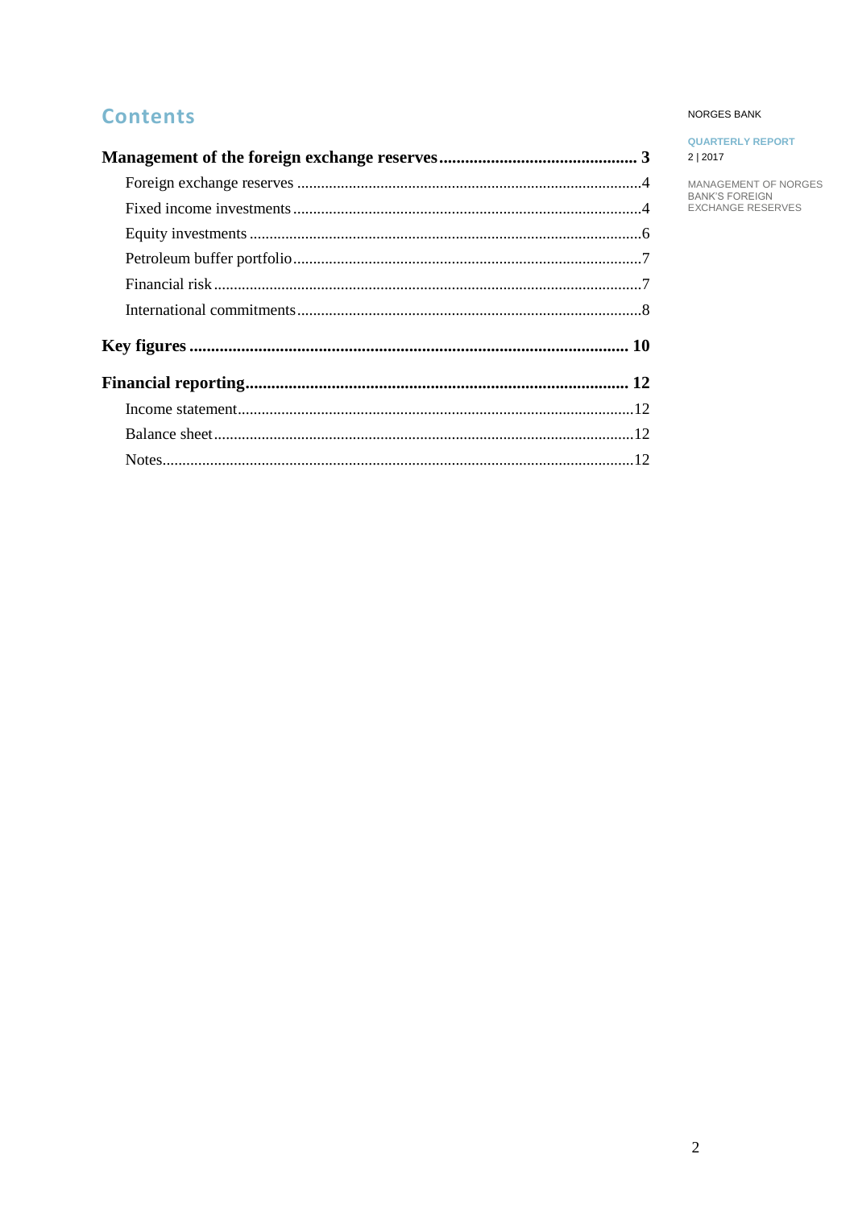# Contents

**Management of the foreign exchange reserves** ... 3

- Foreign exchange reserves ... 4
- Fixed income investments ... 4
- Equity investments ... 6
- Petroleum buffer portfolio ... 7
- Financial risk ... 7
- International commitments ... 8

**Key figures** ... 10

**Financial reporting** ... 12

- Income statement ... 12
- Balance sheet ... 12
- Notes ... 12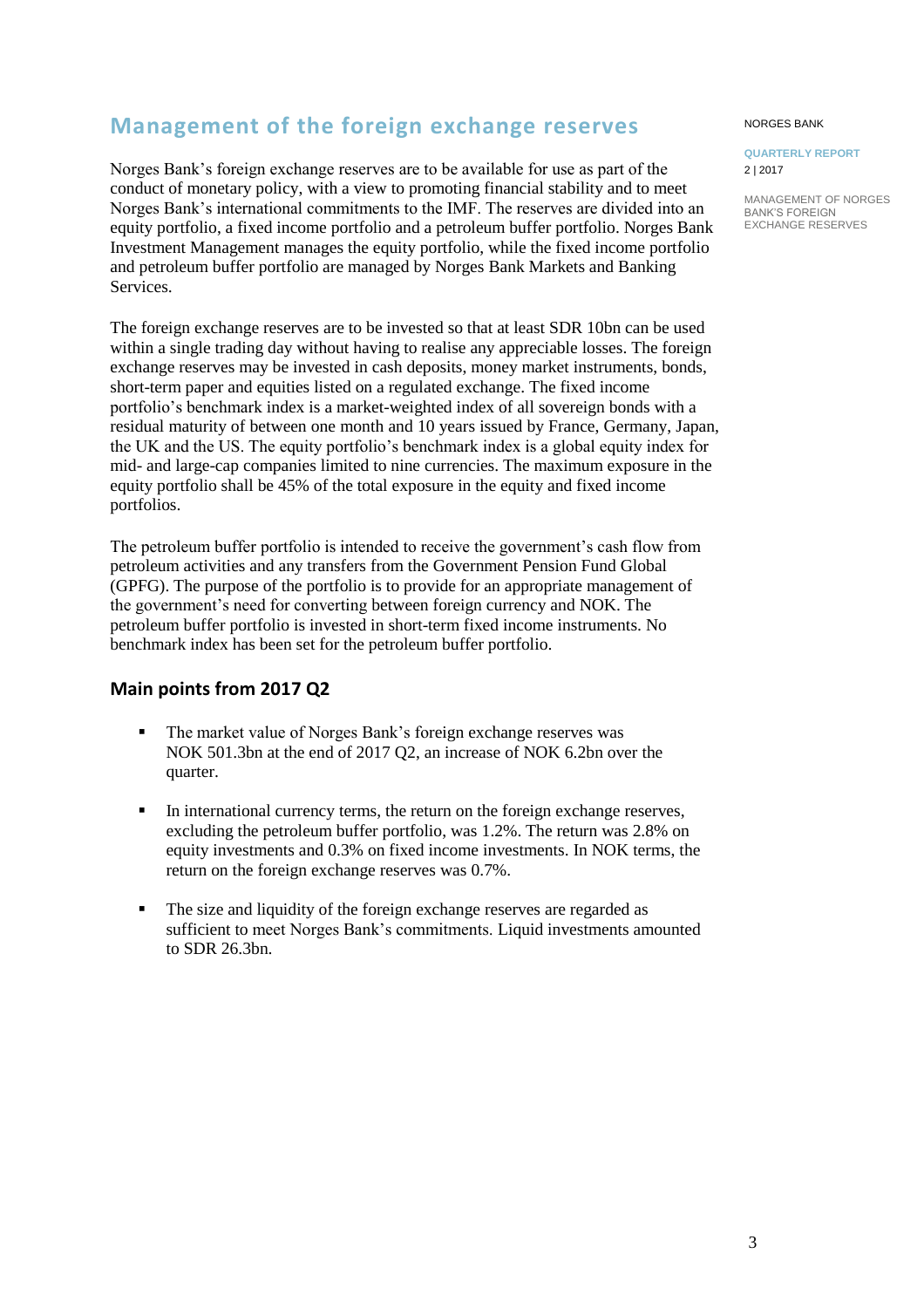## Management of the foreign exchange reserves

Norges Bank's foreign exchange reserves are to be available for use as part of the conduct of monetary policy, with a view to promoting financial stability and to meet Norges Bank's international commitments to the IMF. The reserves are divided into an equity portfolio, a fixed income portfolio and a petroleum buffer portfolio. Norges Bank Investment Management manages the equity portfolio, while the fixed income portfolio and petroleum buffer portfolio are managed by Norges Bank Markets and Banking Services.

The foreign exchange reserves are to be invested so that at least SDR 10bn can be used within a single trading day without having to realise any appreciable losses. The foreign exchange reserves may be invested in cash deposits, money market instruments, bonds, short-term paper and equities listed on a regulated exchange. The fixed income portfolio's benchmark index is a market-weighted index of all sovereign bonds with a residual maturity of between one month and 10 years issued by France, Germany, Japan, the UK and the US. The equity portfolio's benchmark index is a global equity index for mid- and large-cap companies limited to nine currencies. The maximum exposure in the equity portfolio shall be 45% of the total exposure in the equity and fixed income portfolios.

The petroleum buffer portfolio is intended to receive the government's cash flow from petroleum activities and any transfers from the Government Pension Fund Global (GPFG). The purpose of the portfolio is to provide for an appropriate management of the government's need for converting between foreign currency and NOK. The petroleum buffer portfolio is invested in short-term fixed income instruments. No benchmark index has been set for the petroleum buffer portfolio.

### Main points from 2017 Q2

- The market value of Norges Bank's foreign exchange reserves was NOK 501.3bn at the end of 2017 Q2, an increase of NOK 6.2bn over the quarter.
- In international currency terms, the return on the foreign exchange reserves, excluding the petroleum buffer portfolio, was 1.2%. The return was 2.8% on equity investments and 0.3% on fixed income investments. In NOK terms, the return on the foreign exchange reserves was 0.7%.
- The size and liquidity of the foreign exchange reserves are regarded as sufficient to meet Norges Bank's commitments. Liquid investments amounted to SDR 26.3bn.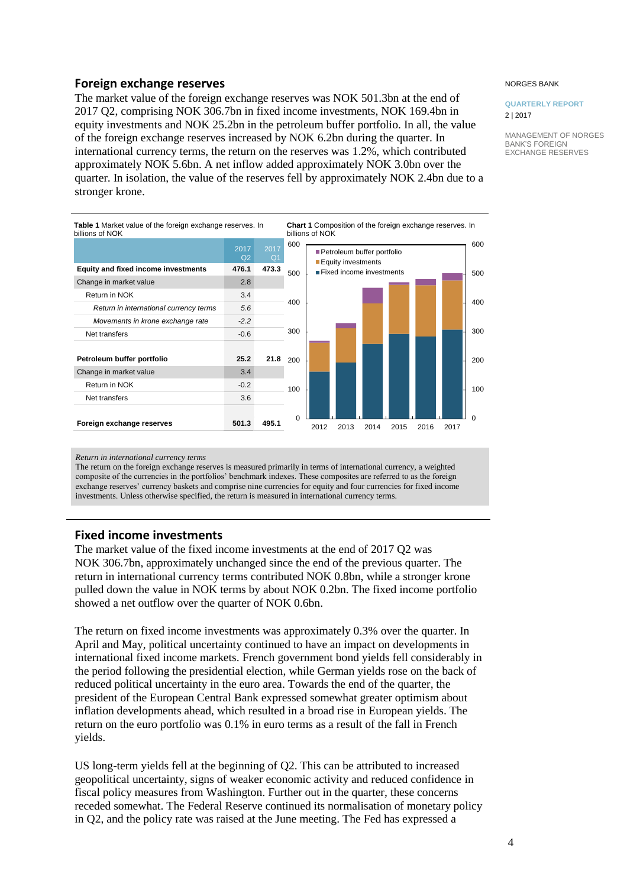## Foreign exchange reserves

The market value of the foreign exchange reserves was NOK 501.3bn at the end of 2017 Q2, comprising NOK 306.7bn in fixed income investments, NOK 169.4bn in equity investments and NOK 25.2bn in the petroleum buffer portfolio. In all, the value of the foreign exchange reserves increased by NOK 6.2bn during the quarter. In international currency terms, the return on the reserves was 1.2%, which contributed approximately NOK 5.6bn. A net inflow added approximately NOK 3.0bn over the quarter. In isolation, the value of the reserves fell by approximately NOK 2.4bn due to a stronger krone.

**Table 1** Market value of the foreign exchange reserves. In billions of NOK

| | 2017 Q2 | 2017 Q1 |
|---|---|---|
| **Equity and fixed income investments** | **476.1** | **473.3** |
| Change in market value | 2.8 | |
| Return in NOK | 3.4 | |
| *Return in international currency terms* | *5.6* | |
| *Movements in krone exchange rate* | *-2.2* | |
| Net transfers | -0.6 | |
| | | |
| **Petroleum buffer portfolio** | **25.2** | **21.8** |
| Change in market value | 3.4 | |
| Return in NOK | -0.2 | |
| Net transfers | 3.6 | |
| | | |
| **Foreign exchange reserves** | **501.3** | **495.1** |

**Chart 1** Composition of the foreign exchange reserves. In billions of NOK

*Return in international currency terms*

The return on the foreign exchange reserves is measured primarily in terms of international currency, a weighted composite of the currencies in the portfolios' benchmark indexes. These composites are referred to as the foreign exchange reserves' currency baskets and comprise nine currencies for equity and four currencies for fixed income investments. Unless otherwise specified, the return is measured in international currency terms.

## Fixed income investments

The market value of the fixed income investments at the end of 2017 Q2 was NOK 306.7bn, approximately unchanged since the end of the previous quarter. The return in international currency terms contributed NOK 0.8bn, while a stronger krone pulled down the value in NOK terms by about NOK 0.2bn. The fixed income portfolio showed a net outflow over the quarter of NOK 0.6bn.

The return on fixed income investments was approximately 0.3% over the quarter. In April and May, political uncertainty continued to have an impact on developments in international fixed income markets. French government bond yields fell considerably in the period following the presidential election, while German yields rose on the back of reduced political uncertainty in the euro area. Towards the end of the quarter, the president of the European Central Bank expressed somewhat greater optimism about inflation developments ahead, which resulted in a broad rise in European yields. The return on the euro portfolio was 0.1% in euro terms as a result of the fall in French yields.

US long-term yields fell at the beginning of Q2. This can be attributed to increased geopolitical uncertainty, signs of weaker economic activity and reduced confidence in fiscal policy measures from Washington. Further out in the quarter, these concerns receded somewhat. The Federal Reserve continued its normalisation of monetary policy in Q2, and the policy rate was raised at the June meeting. The Fed has expressed a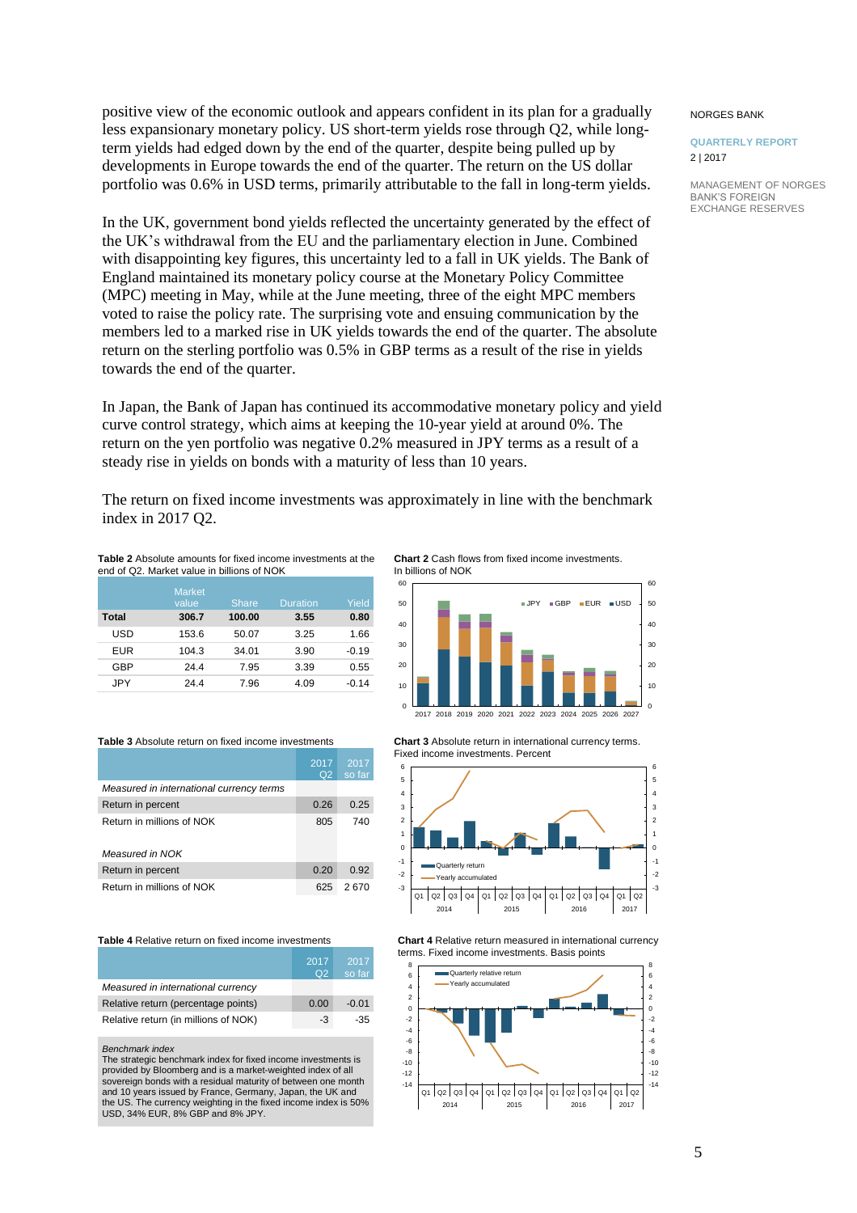positive view of the economic outlook and appears confident in its plan for a gradually less expansionary monetary policy. US short-term yields rose through Q2, while long-term yields had edged down by the end of the quarter, despite being pulled up by developments in Europe towards the end of the quarter. The return on the US dollar portfolio was 0.6% in USD terms, primarily attributable to the fall in long-term yields.

In the UK, government bond yields reflected the uncertainty generated by the effect of the UK's withdrawal from the EU and the parliamentary election in June. Combined with disappointing key figures, this uncertainty led to a fall in UK yields. The Bank of England maintained its monetary policy course at the Monetary Policy Committee (MPC) meeting in May, while at the June meeting, three of the eight MPC members voted to raise the policy rate. The surprising vote and ensuing communication by the members led to a marked rise in UK yields towards the end of the quarter. The absolute return on the sterling portfolio was 0.5% in GBP terms as a result of the rise in yields towards the end of the quarter.

In Japan, the Bank of Japan has continued its accommodative monetary policy and yield curve control strategy, which aims at keeping the 10-year yield at around 0%. The return on the yen portfolio was negative 0.2% measured in JPY terms as a result of a steady rise in yields on bonds with a maturity of less than 10 years.

The return on fixed income investments was approximately in line with the benchmark index in 2017 Q2.

**Table 2** Absolute amounts for fixed income investments at the end of Q2. Market value in billions of NOK

| | Market value | Share | Duration | Yield |
|---|---|---|---|---|
| **Total** | **306.7** | **100.00** | **3.55** | **0.80** |
| USD | 153.6 | 50.07 | 3.25 | 1.66 |
| EUR | 104.3 | 34.01 | 3.90 | -0.19 |
| GBP | 24.4 | 7.95 | 3.39 | 0.55 |
| JPY | 24.4 | 7.96 | 4.09 | -0.14 |

**Chart 2** Cash flows from fixed income investments. In billions of NOK

**Table 3** Absolute return on fixed income investments

| | 2017 Q2 | 2017 so far |
|---|---|---|
| *Measured in international currency terms* | | |
| Return in percent | 0.26 | 0.25 |
| Return in millions of NOK | 805 | 740 |
| | | |
| *Measured in NOK* | | |
| Return in percent | 0.20 | 0.92 |
| Return in millions of NOK | 625 | 2 670 |

**Chart 3** Absolute return in international currency terms. Fixed income investments. Percent

**Table 4** Relative return on fixed income investments

| | 2017 Q2 | 2017 so far |
|---|---|---|
| *Measured in international currency* | | |
| Relative return (percentage points) | 0.00 | -0.01 |
| Relative return (in millions of NOK) | -3 | -35 |

*Benchmark index*
The strategic benchmark index for fixed income investments is provided by Bloomberg and is a market-weighted index of all sovereign bonds with a residual maturity of between one month and 10 years issued by France, Germany, Japan, the UK and the US. The currency weighting in the fixed income index is 50% USD, 34% EUR, 8% GBP and 8% JPY.

**Chart 4** Relative return measured in international currency terms. Fixed income investments. Basis points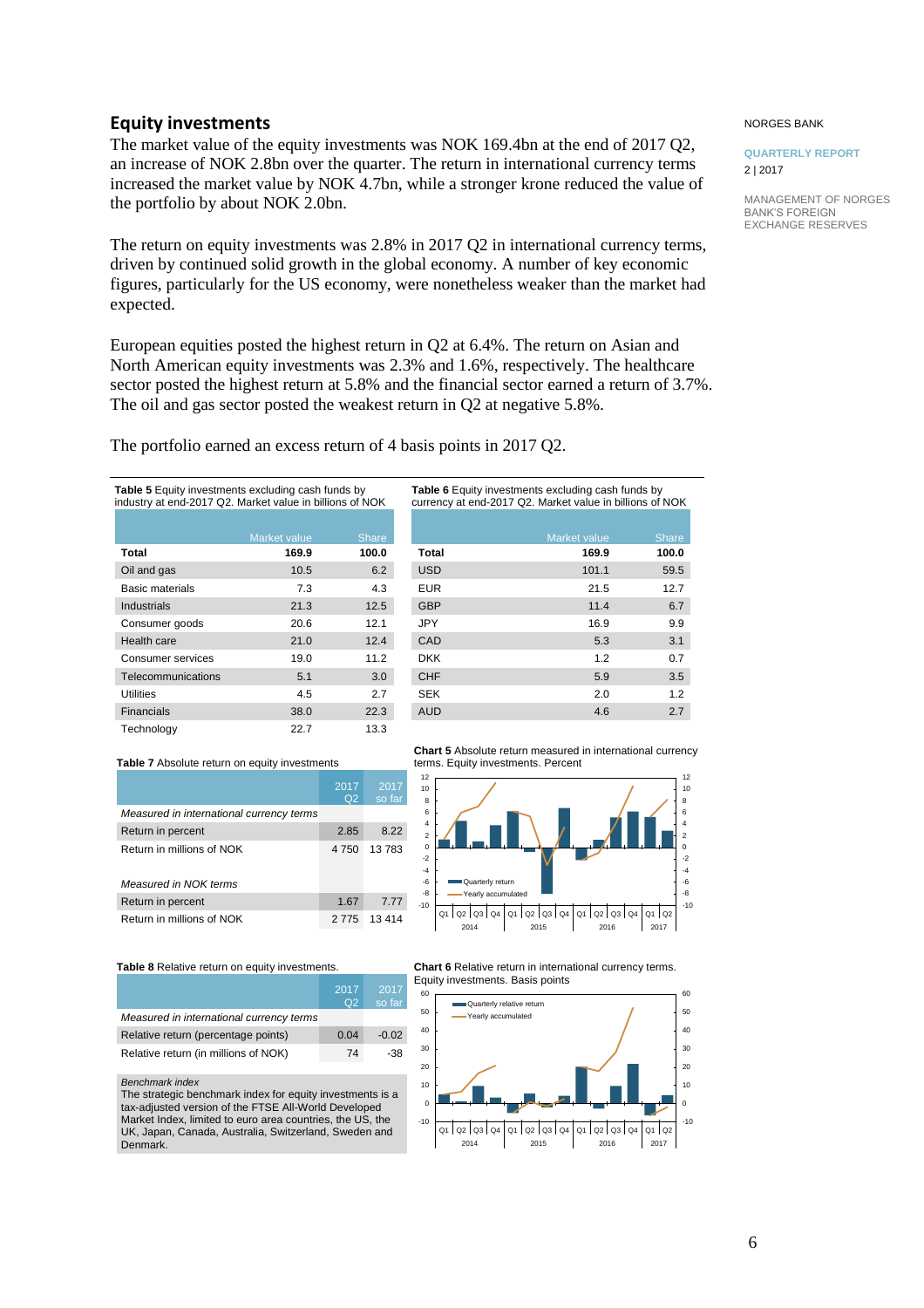## Equity investments

The market value of the equity investments was NOK 169.4bn at the end of 2017 Q2, an increase of NOK 2.8bn over the quarter. The return in international currency terms increased the market value by NOK 4.7bn, while a stronger krone reduced the value of the portfolio by about NOK 2.0bn.

The return on equity investments was 2.8% in 2017 Q2 in international currency terms, driven by continued solid growth in the global economy. A number of key economic figures, particularly for the US economy, were nonetheless weaker than the market had expected.

European equities posted the highest return in Q2 at 6.4%. The return on Asian and North American equity investments was 2.3% and 1.6%, respectively. The healthcare sector posted the highest return at 5.8% and the financial sector earned a return of 3.7%. The oil and gas sector posted the weakest return in Q2 at negative 5.8%.

The portfolio earned an excess return of 4 basis points in 2017 Q2.

**Table 5** Equity investments excluding cash funds by industry at end-2017 Q2. Market value in billions of NOK

| | Market value | Share |
|---|---|---|
| **Total** | **169.9** | **100.0** |
| Oil and gas | 10.5 | 6.2 |
| Basic materials | 7.3 | 4.3 |
| Industrials | 21.3 | 12.5 |
| Consumer goods | 20.6 | 12.1 |
| Health care | 21.0 | 12.4 |
| Consumer services | 19.0 | 11.2 |
| Telecommunications | 5.1 | 3.0 |
| Utilities | 4.5 | 2.7 |
| Financials | 38.0 | 22.3 |
| Technology | 22.7 | 13.3 |

**Table 6** Equity investments excluding cash funds by currency at end-2017 Q2. Market value in billions of NOK

| | Market value | Share |
|---|---|---|
| **Total** | **169.9** | **100.0** |
| USD | 101.1 | 59.5 |
| EUR | 21.5 | 12.7 |
| GBP | 11.4 | 6.7 |
| JPY | 16.9 | 9.9 |
| CAD | 5.3 | 3.1 |
| DKK | 1.2 | 0.7 |
| CHF | 5.9 | 3.5 |
| SEK | 2.0 | 1.2 |
| AUD | 4.6 | 2.7 |

**Table 7** Absolute return on equity investments

| | 2017 Q2 | 2017 so far |
|---|---|---|
| *Measured in international currency terms* | | |
| Return in percent | 2.85 | 8.22 |
| Return in millions of NOK | 4 750 | 13 783 |
| | | |
| *Measured in NOK terms* | | |
| Return in percent | 1.67 | 7.77 |
| Return in millions of NOK | 2 775 | 13 414 |

**Chart 5** Absolute return measured in international currency terms. Equity investments. Percent

**Table 8** Relative return on equity investments.

| | 2017 Q2 | 2017 so far |
|---|---|---|
| *Measured in international currency terms* | | |
| Relative return (percentage points) | 0.04 | -0.02 |
| Relative return (in millions of NOK) | 74 | -38 |

*Benchmark index*
The strategic benchmark index for equity investments is a tax-adjusted version of the FTSE All-World Developed Market Index, limited to euro area countries, the US, the UK, Japan, Canada, Australia, Switzerland, Sweden and Denmark.

**Chart 6** Relative return in international currency terms. Equity investments. Basis points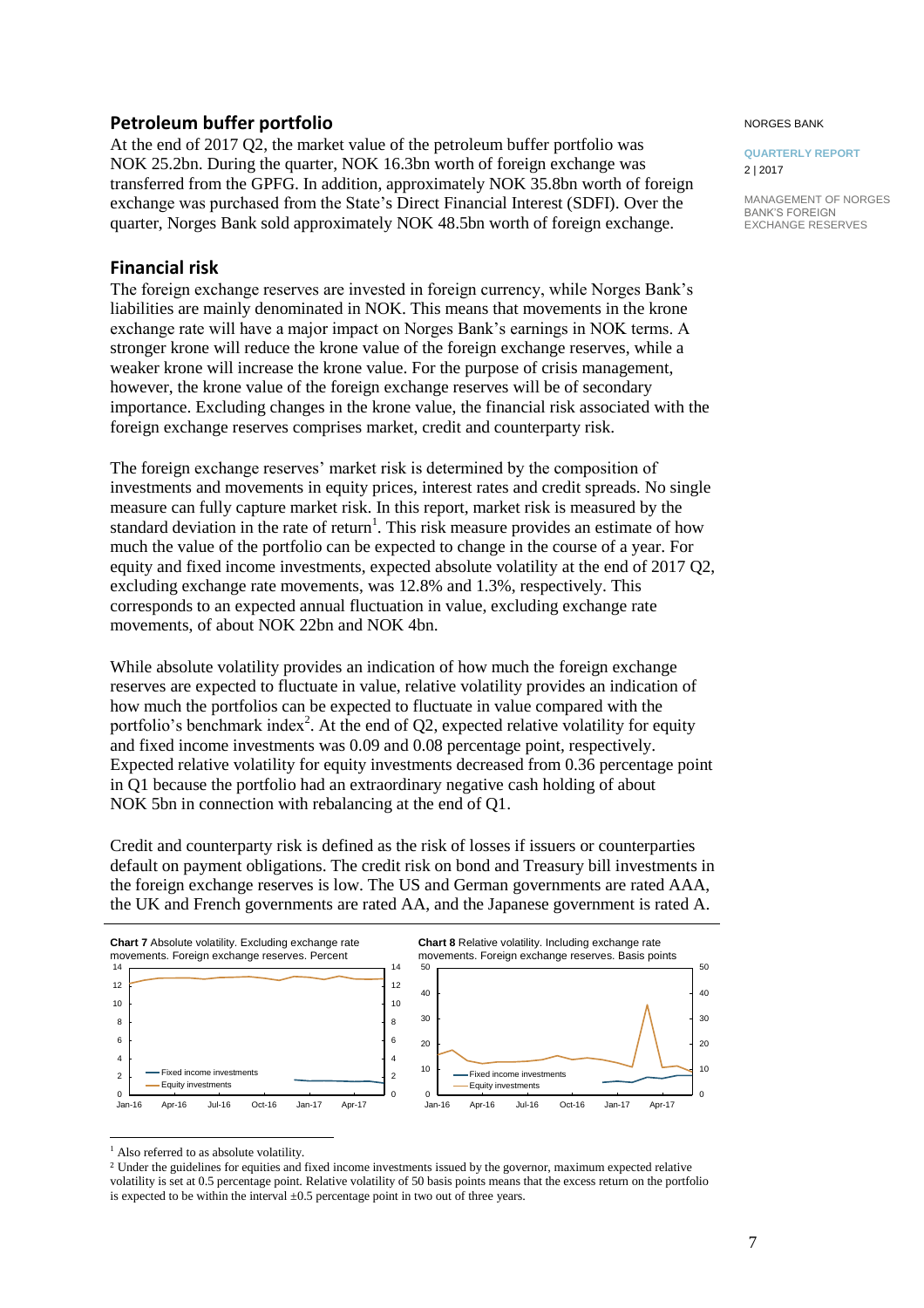## Petroleum buffer portfolio

At the end of 2017 Q2, the market value of the petroleum buffer portfolio was NOK 25.2bn. During the quarter, NOK 16.3bn worth of foreign exchange was transferred from the GPFG. In addition, approximately NOK 35.8bn worth of foreign exchange was purchased from the State's Direct Financial Interest (SDFI). Over the quarter, Norges Bank sold approximately NOK 48.5bn worth of foreign exchange.

## Financial risk

The foreign exchange reserves are invested in foreign currency, while Norges Bank's liabilities are mainly denominated in NOK. This means that movements in the krone exchange rate will have a major impact on Norges Bank's earnings in NOK terms. A stronger krone will reduce the krone value of the foreign exchange reserves, while a weaker krone will increase the krone value. For the purpose of crisis management, however, the krone value of the foreign exchange reserves will be of secondary importance. Excluding changes in the krone value, the financial risk associated with the foreign exchange reserves comprises market, credit and counterparty risk.

The foreign exchange reserves' market risk is determined by the composition of investments and movements in equity prices, interest rates and credit spreads. No single measure can fully capture market risk. In this report, market risk is measured by the standard deviation in the rate of return[1]. This risk measure provides an estimate of how much the value of the portfolio can be expected to change in the course of a year. For equity and fixed income investments, expected absolute volatility at the end of 2017 Q2, excluding exchange rate movements, was 12.8% and 1.3%, respectively. This corresponds to an expected annual fluctuation in value, excluding exchange rate movements, of about NOK 22bn and NOK 4bn.

While absolute volatility provides an indication of how much the foreign exchange reserves are expected to fluctuate in value, relative volatility provides an indication of how much the portfolios can be expected to fluctuate in value compared with the portfolio's benchmark index[2]. At the end of Q2, expected relative volatility for equity and fixed income investments was 0.09 and 0.08 percentage point, respectively. Expected relative volatility for equity investments decreased from 0.36 percentage point in Q1 because the portfolio had an extraordinary negative cash holding of about NOK 5bn in connection with rebalancing at the end of Q1.

Credit and counterparty risk is defined as the risk of losses if issuers or counterparties default on payment obligations. The credit risk on bond and Treasury bill investments in the foreign exchange reserves is low. The US and German governments are rated AAA, the UK and French governments are rated AA, and the Japanese government is rated A.

**Chart 7** Absolute volatility. Excluding exchange rate movements. Foreign exchange reserves. Percent

**Chart 8** Relative volatility. Including exchange rate movements. Foreign exchange reserves. Basis points

[1] Also referred to as absolute volatility.

[2] Under the guidelines for equities and fixed income investments issued by the governor, maximum expected relative volatility is set at 0.5 percentage point. Relative volatility of 50 basis points means that the excess return on the portfolio is expected to be within the interval ±0.5 percentage point in two out of three years.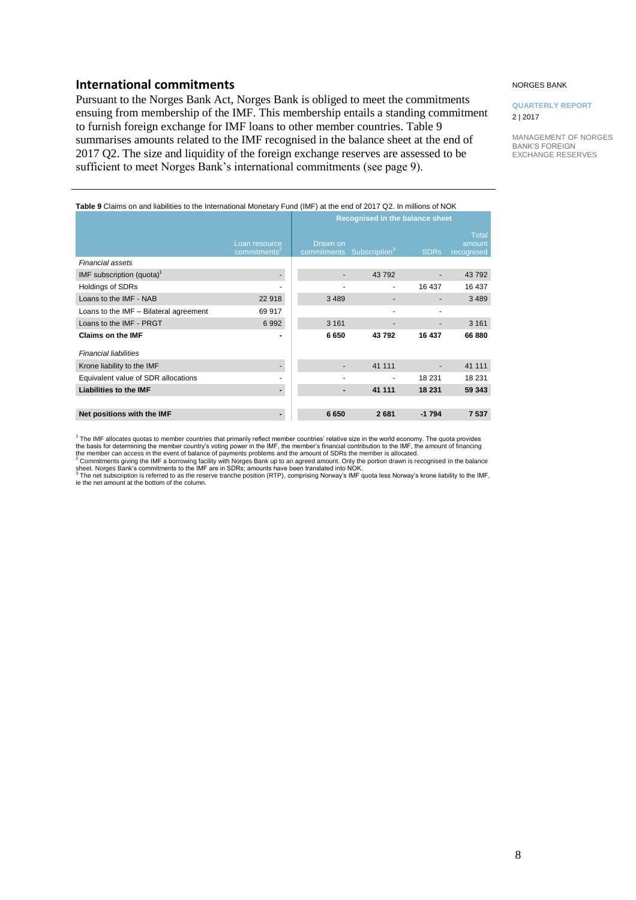## International commitments

Pursuant to the Norges Bank Act, Norges Bank is obliged to meet the commitments ensuing from membership of the IMF. This membership entails a standing commitment to furnish foreign exchange for IMF loans to other member countries. Table 9 summarises amounts related to the IMF recognised in the balance sheet at the end of 2017 Q2. The size and liquidity of the foreign exchange reserves are assessed to be sufficient to meet Norges Bank's international commitments (see page 9).

**Table 9** Claims on and liabilities to the International Monetary Fund (IMF) at the end of 2017 Q2. In millions of NOK

| | | Recognised in the balance sheet | | | |
|---|---|---|---|---|---|
| | Loan resource commitments[2] | Drawn on commitments | Subscription[3] | SDRs | Total amount recognised |
| *Financial assets* | | | | | |
| IMF subscription (quota)[1] | - | - | 43 792 | - | 43 792 |
| Holdings of SDRs | - | - | - | 16 437 | 16 437 |
| Loans to the IMF - NAB | 22 918 | 3 489 | - | - | 3 489 |
| Loans to the IMF – Bilateral agreement | 69 917 | | - | - | |
| Loans to the IMF - PRGT | 6 992 | 3 161 | - | - | 3 161 |
| **Claims on the IMF** | **-** | **6 650** | **43 792** | **16 437** | **66 880** |
| *Financial liabilities* | | | | | |
| Krone liability to the IMF | - | - | 41 111 | - | 41 111 |
| Equivalent value of SDR allocations | - | - | - | 18 231 | 18 231 |
| **Liabilities to the IMF** | **-** | **-** | **41 111** | **18 231** | **59 343** |
| **Net positions with the IMF** | **-** | **6 650** | **2 681** | **-1 794** | **7 537** |

[1] The IMF allocates quotas to member countries that primarily reflect member countries' relative size in the world economy. The quota provides the basis for determining the member country's voting power in the IMF, the member's financial contribution to the IMF, the amount of financing the member can access in the event of balance of payments problems and the amount of SDRs the member is allocated.

[2] Commitments giving the IMF a borrowing facility with Norges Bank up to an agreed amount. Only the portion drawn is recognised in the balance sheet. Norges Bank's commitments to the IMF are in SDRs; amounts have been translated into NOK.

[3] The net subscription is referred to as the reserve tranche position (RTP), comprising Norway's IMF quota less Norway's krone liability to the IMF, ie the net amount at the bottom of the column.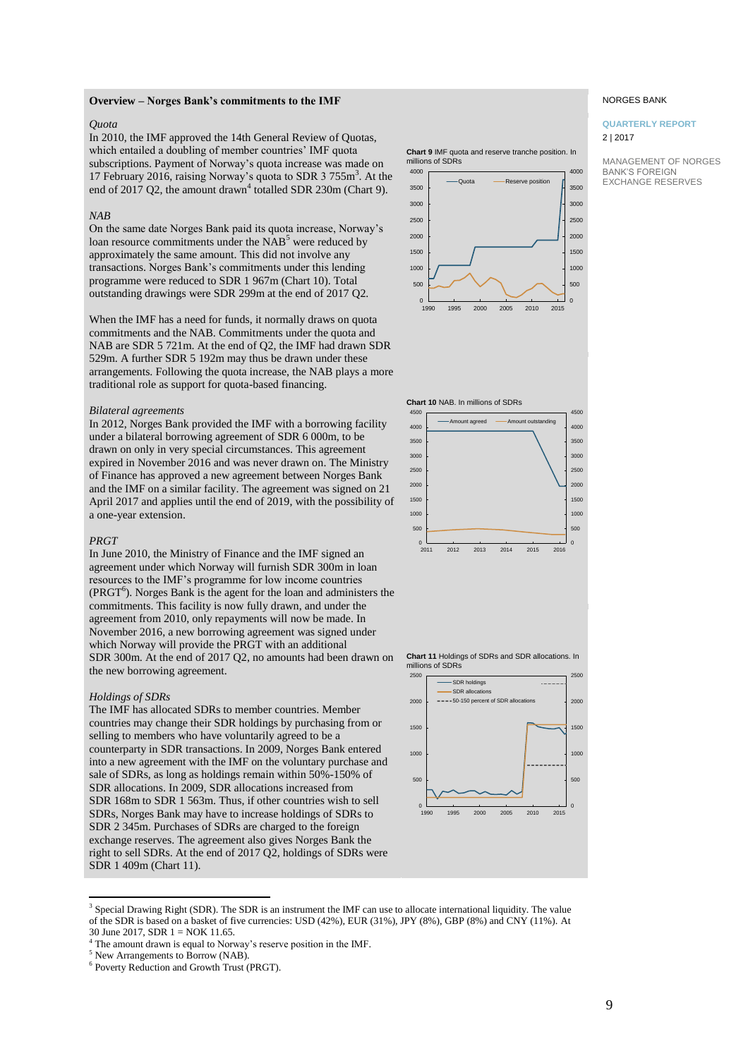## Overview – Norges Bank's commitments to the IMF

*Quota*

In 2010, the IMF approved the 14th General Review of Quotas, which entailed a doubling of member countries' IMF quota subscriptions. Payment of Norway's quota increase was made on 17 February 2016, raising Norway's quota to SDR 3 755m[3]. At the end of 2017 Q2, the amount drawn[4] totalled SDR 230m (Chart 9).

*NAB*

On the same date Norges Bank paid its quota increase, Norway's loan resource commitments under the NAB[5] were reduced by approximately the same amount. This did not involve any transactions. Norges Bank's commitments under this lending programme were reduced to SDR 1 967m (Chart 10). Total outstanding drawings were SDR 299m at the end of 2017 Q2.

When the IMF has a need for funds, it normally draws on quota commitments and the NAB. Commitments under the quota and NAB are SDR 5 721m. At the end of Q2, the IMF had drawn SDR 529m. A further SDR 5 192m may thus be drawn under these arrangements. Following the quota increase, the NAB plays a more traditional role as support for quota-based financing.

*Bilateral agreements*

In 2012, Norges Bank provided the IMF with a borrowing facility under a bilateral borrowing agreement of SDR 6 000m, to be drawn on only in very special circumstances. This agreement expired in November 2016 and was never drawn on. The Ministry of Finance has approved a new agreement between Norges Bank and the IMF on a similar facility. The agreement was signed on 21 April 2017 and applies until the end of 2019, with the possibility of a one-year extension.

*PRGT*

In June 2010, the Ministry of Finance and the IMF signed an agreement under which Norway will furnish SDR 300m in loan resources to the IMF's programme for low income countries (PRGT[6]). Norges Bank is the agent for the loan and administers the commitments. This facility is now fully drawn, and under the agreement from 2010, only repayments will now be made. In November 2016, a new borrowing agreement was signed under which Norway will provide the PRGT with an additional SDR 300m. At the end of 2017 Q2, no amounts had been drawn on the new borrowing agreement.

*Holdings of SDRs*

The IMF has allocated SDRs to member countries. Member countries may change their SDR holdings by purchasing from or selling to members who have voluntarily agreed to be a counterparty in SDR transactions. In 2009, Norges Bank entered into a new agreement with the IMF on the voluntary purchase and sale of SDRs, as long as holdings remain within 50%-150% of SDR allocations. In 2009, SDR allocations increased from SDR 168m to SDR 1 563m. Thus, if other countries wish to sell SDRs, Norges Bank may have to increase holdings of SDRs to SDR 2 345m. Purchases of SDRs are charged to the foreign exchange reserves. The agreement also gives Norges Bank the right to sell SDRs. At the end of 2017 Q2, holdings of SDRs were SDR 1 409m (Chart 11).

**Chart 9** IMF quota and reserve tranche position. In millions of SDRs

**Chart 10** NAB. In millions of SDRs

**Chart 11** Holdings of SDRs and SDR allocations. In millions of SDRs

---

[3] Special Drawing Right (SDR). The SDR is an instrument the IMF can use to allocate international liquidity. The value of the SDR is based on a basket of five currencies: USD (42%), EUR (31%), JPY (8%), GBP (8%) and CNY (11%). At 30 June 2017, SDR 1 = NOK 11.65.

[4] The amount drawn is equal to Norway's reserve position in the IMF.

[5] New Arrangements to Borrow (NAB).

[6] Poverty Reduction and Growth Trust (PRGT).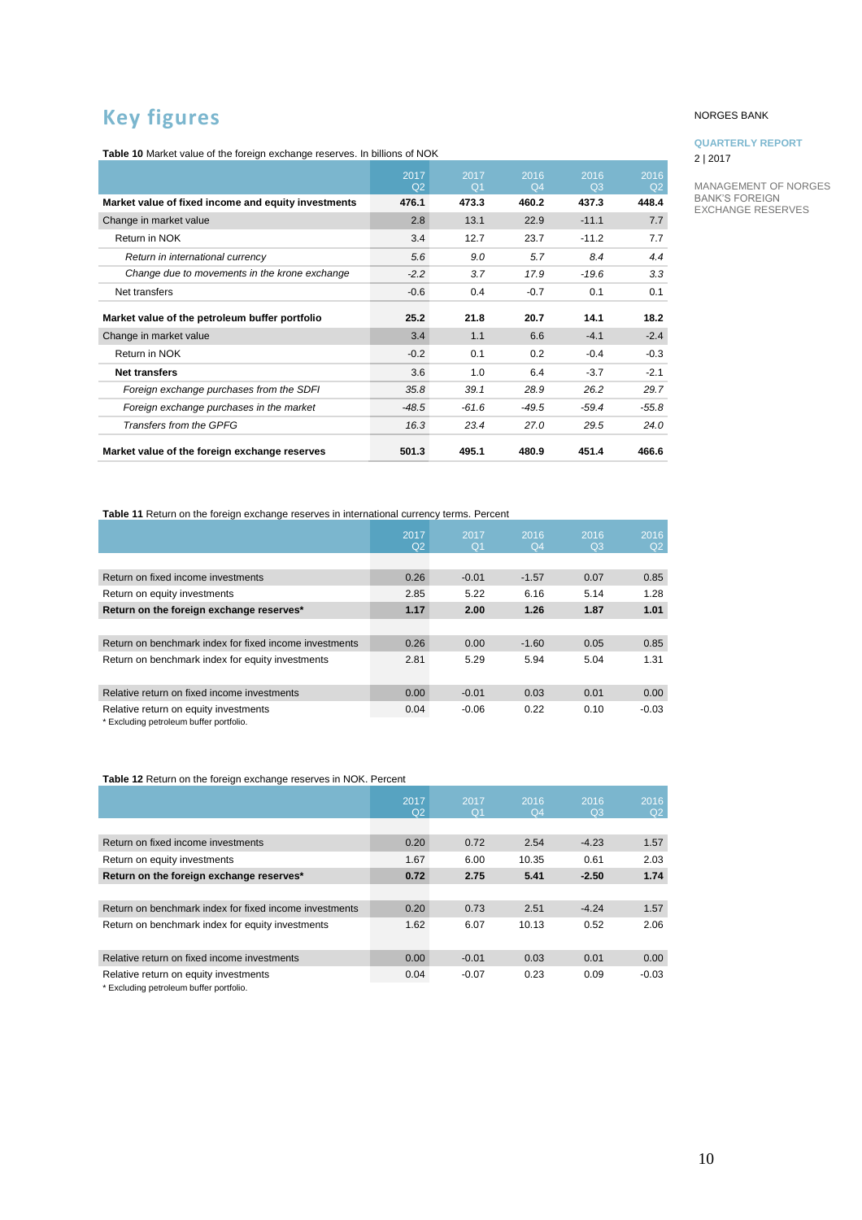# Key figures

**Table 10** Market value of the foreign exchange reserves. In billions of NOK

| | 2017 Q2 | 2017 Q1 | 2016 Q4 | 2016 Q3 | 2016 Q2 |
|---|---|---|---|---|---|
| **Market value of fixed income and equity investments** | **476.1** | **473.3** | **460.2** | **437.3** | **448.4** |
| Change in market value | 2.8 | 13.1 | 22.9 | -11.1 | 7.7 |
| Return in NOK | 3.4 | 12.7 | 23.7 | -11.2 | 7.7 |
| *Return in international currency* | *5.6* | *9.0* | *5.7* | *8.4* | *4.4* |
| *Change due to movements in the krone exchange* | *-2.2* | *3.7* | *17.9* | *-19.6* | *3.3* |
| Net transfers | -0.6 | 0.4 | -0.7 | 0.1 | 0.1 |
| **Market value of the petroleum buffer portfolio** | **25.2** | **21.8** | **20.7** | **14.1** | **18.2** |
| Change in market value | 3.4 | 1.1 | 6.6 | -4.1 | -2.4 |
| Return in NOK | -0.2 | 0.1 | 0.2 | -0.4 | -0.3 |
| **Net transfers** | 3.6 | 1.0 | 6.4 | -3.7 | -2.1 |
| *Foreign exchange purchases from the SDFI* | *35.8* | *39.1* | *28.9* | *26.2* | *29.7* |
| *Foreign exchange purchases in the market* | *-48.5* | *-61.6* | *-49.5* | *-59.4* | *-55.8* |
| *Transfers from the GPFG* | *16.3* | *23.4* | *27.0* | *29.5* | *24.0* |
| **Market value of the foreign exchange reserves** | **501.3** | **495.1** | **480.9** | **451.4** | **466.6** |

**Table 11** Return on the foreign exchange reserves in international currency terms. Percent

| | 2017 Q2 | 2017 Q1 | 2016 Q4 | 2016 Q3 | 2016 Q2 |
|---|---|---|---|---|---|
| Return on fixed income investments | 0.26 | -0.01 | -1.57 | 0.07 | 0.85 |
| Return on equity investments | 2.85 | 5.22 | 6.16 | 5.14 | 1.28 |
| **Return on the foreign exchange reserves*** | **1.17** | **2.00** | **1.26** | **1.87** | **1.01** |
| Return on benchmark index for fixed income investments | 0.26 | 0.00 | -1.60 | 0.05 | 0.85 |
| Return on benchmark index for equity investments | 2.81 | 5.29 | 5.94 | 5.04 | 1.31 |
| Relative return on fixed income investments | 0.00 | -0.01 | 0.03 | 0.01 | 0.00 |
| Relative return on equity investments | 0.04 | -0.06 | 0.22 | 0.10 | -0.03 |

* Excluding petroleum buffer portfolio.

**Table 12** Return on the foreign exchange reserves in NOK. Percent

| | 2017 Q2 | 2017 Q1 | 2016 Q4 | 2016 Q3 | 2016 Q2 |
|---|---|---|---|---|---|
| Return on fixed income investments | 0.20 | 0.72 | 2.54 | -4.23 | 1.57 |
| Return on equity investments | 1.67 | 6.00 | 10.35 | 0.61 | 2.03 |
| **Return on the foreign exchange reserves*** | **0.72** | **2.75** | **5.41** | **-2.50** | **1.74** |
| Return on benchmark index for fixed income investments | 0.20 | 0.73 | 2.51 | -4.24 | 1.57 |
| Return on benchmark index for equity investments | 1.62 | 6.07 | 10.13 | 0.52 | 2.06 |
| Relative return on fixed income investments | 0.00 | -0.01 | 0.03 | 0.01 | 0.00 |
| Relative return on equity investments | 0.04 | -0.07 | 0.23 | 0.09 | -0.03 |

* Excluding petroleum buffer portfolio.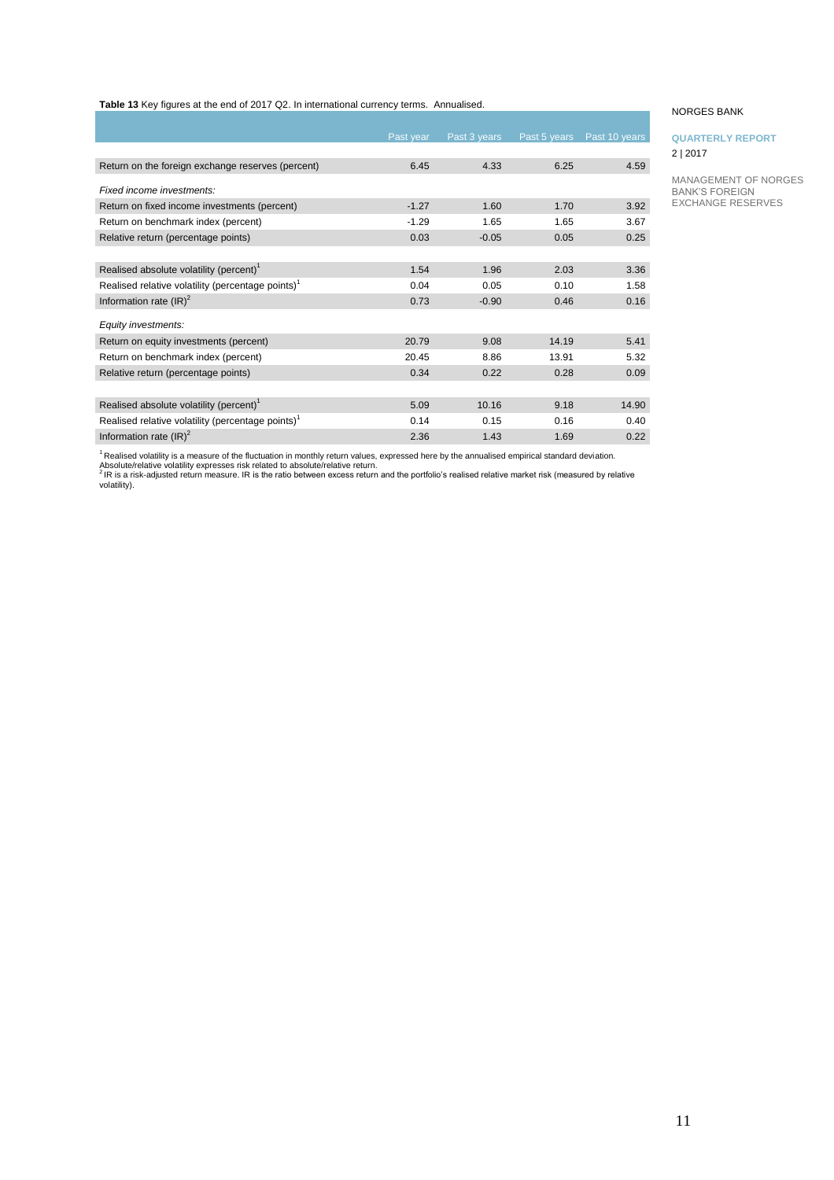**Table 13** Key figures at the end of 2017 Q2. In international currency terms. Annualised.

| | Past year | Past 3 years | Past 5 years | Past 10 years |
|---|---|---|---|---|
| Return on the foreign exchange reserves (percent) | 6.45 | 4.33 | 6.25 | 4.59 |
| *Fixed income investments:* | | | | |
| Return on fixed income investments (percent) | -1.27 | 1.60 | 1.70 | 3.92 |
| Return on benchmark index (percent) | -1.29 | 1.65 | 1.65 | 3.67 |
| Relative return (percentage points) | 0.03 | -0.05 | 0.05 | 0.25 |
| Realised absolute volatility (percent)[1] | 1.54 | 1.96 | 2.03 | 3.36 |
| Realised relative volatility (percentage points)[1] | 0.04 | 0.05 | 0.10 | 1.58 |
| Information rate (IR)[2] | 0.73 | -0.90 | 0.46 | 0.16 |
| *Equity investments:* | | | | |
| Return on equity investments (percent) | 20.79 | 9.08 | 14.19 | 5.41 |
| Return on benchmark index (percent) | 20.45 | 8.86 | 13.91 | 5.32 |
| Relative return (percentage points) | 0.34 | 0.22 | 0.28 | 0.09 |
| Realised absolute volatility (percent)[1] | 5.09 | 10.16 | 9.18 | 14.90 |
| Realised relative volatility (percentage points)[1] | 0.14 | 0.15 | 0.16 | 0.40 |
| Information rate (IR)[2] | 2.36 | 1.43 | 1.69 | 0.22 |

[1] Realised volatility is a measure of the fluctuation in monthly return values, expressed here by the annualised empirical standard deviation. Absolute/relative volatility expresses risk related to absolute/relative return.
[2] IR is a risk-adjusted return measure. IR is the ratio between excess return and the portfolio's realised relative market risk (measured by relative volatility).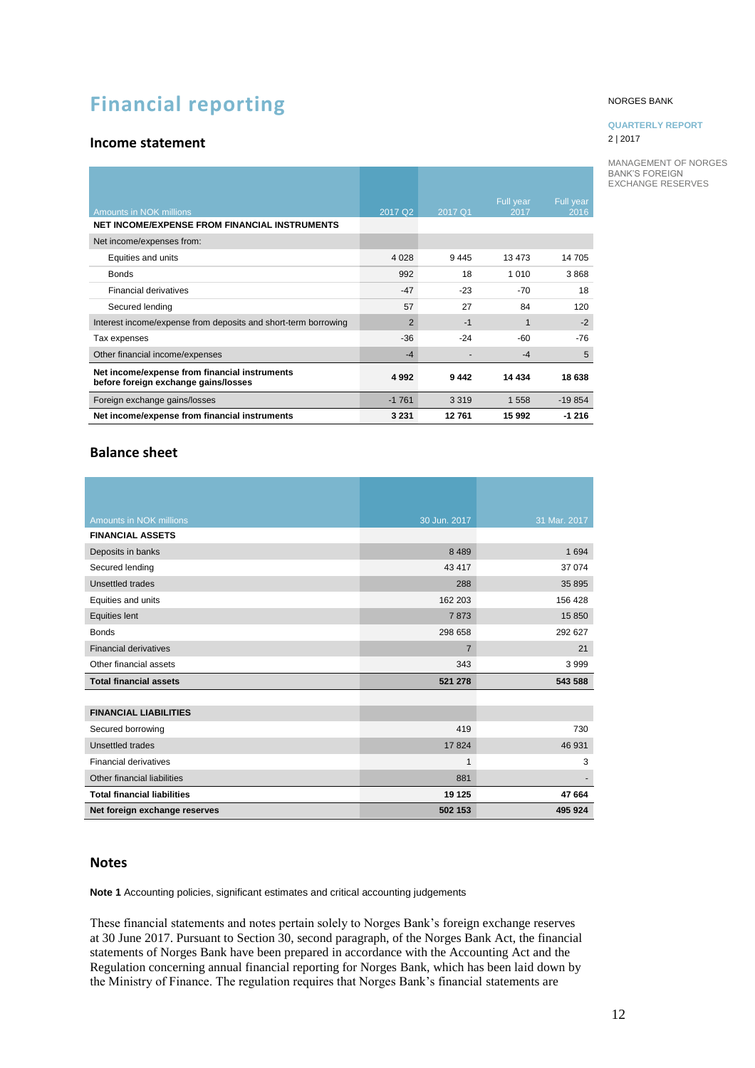# Financial reporting

## Income statement

| Amounts in NOK millions | 2017 Q2 | 2017 Q1 | Full year 2017 | Full year 2016 |
|---|---|---|---|---|
| **NET INCOME/EXPENSE FROM FINANCIAL INSTRUMENTS** | | | | |
| Net income/expenses from: | | | | |
| Equities and units | 4 028 | 9 445 | 13 473 | 14 705 |
| Bonds | 992 | 18 | 1 010 | 3 868 |
| Financial derivatives | -47 | -23 | -70 | 18 |
| Secured lending | 57 | 27 | 84 | 120 |
| Interest income/expense from deposits and short-term borrowing | 2 | -1 | 1 | -2 |
| Tax expenses | -36 | -24 | -60 | -76 |
| Other financial income/expenses | -4 | - | -4 | 5 |
| **Net income/expense from financial instruments before foreign exchange gains/losses** | **4 992** | **9 442** | **14 434** | **18 638** |
| Foreign exchange gains/losses | -1 761 | 3 319 | 1 558 | -19 854 |
| **Net income/expense from financial instruments** | **3 231** | **12 761** | **15 992** | **-1 216** |

## Balance sheet

| Amounts in NOK millions | 30 Jun. 2017 | 31 Mar. 2017 |
|---|---|---|
| **FINANCIAL ASSETS** | | |
| Deposits in banks | 8 489 | 1 694 |
| Secured lending | 43 417 | 37 074 |
| Unsettled trades | 288 | 35 895 |
| Equities and units | 162 203 | 156 428 |
| Equities lent | 7 873 | 15 850 |
| Bonds | 298 658 | 292 627 |
| Financial derivatives | 7 | 21 |
| Other financial assets | 343 | 3 999 |
| **Total financial assets** | **521 278** | **543 588** |
| | | |
| **FINANCIAL LIABILITIES** | | |
| Secured borrowing | 419 | 730 |
| Unsettled trades | 17 824 | 46 931 |
| Financial derivatives | 1 | 3 |
| Other financial liabilities | 881 | - |
| **Total financial liabilities** | **19 125** | **47 664** |
| **Net foreign exchange reserves** | **502 153** | **495 924** |

## Notes

**Note 1** Accounting policies, significant estimates and critical accounting judgements

These financial statements and notes pertain solely to Norges Bank's foreign exchange reserves at 30 June 2017. Pursuant to Section 30, second paragraph, of the Norges Bank Act, the financial statements of Norges Bank have been prepared in accordance with the Accounting Act and the Regulation concerning annual financial reporting for Norges Bank, which has been laid down by the Ministry of Finance. The regulation requires that Norges Bank's financial statements are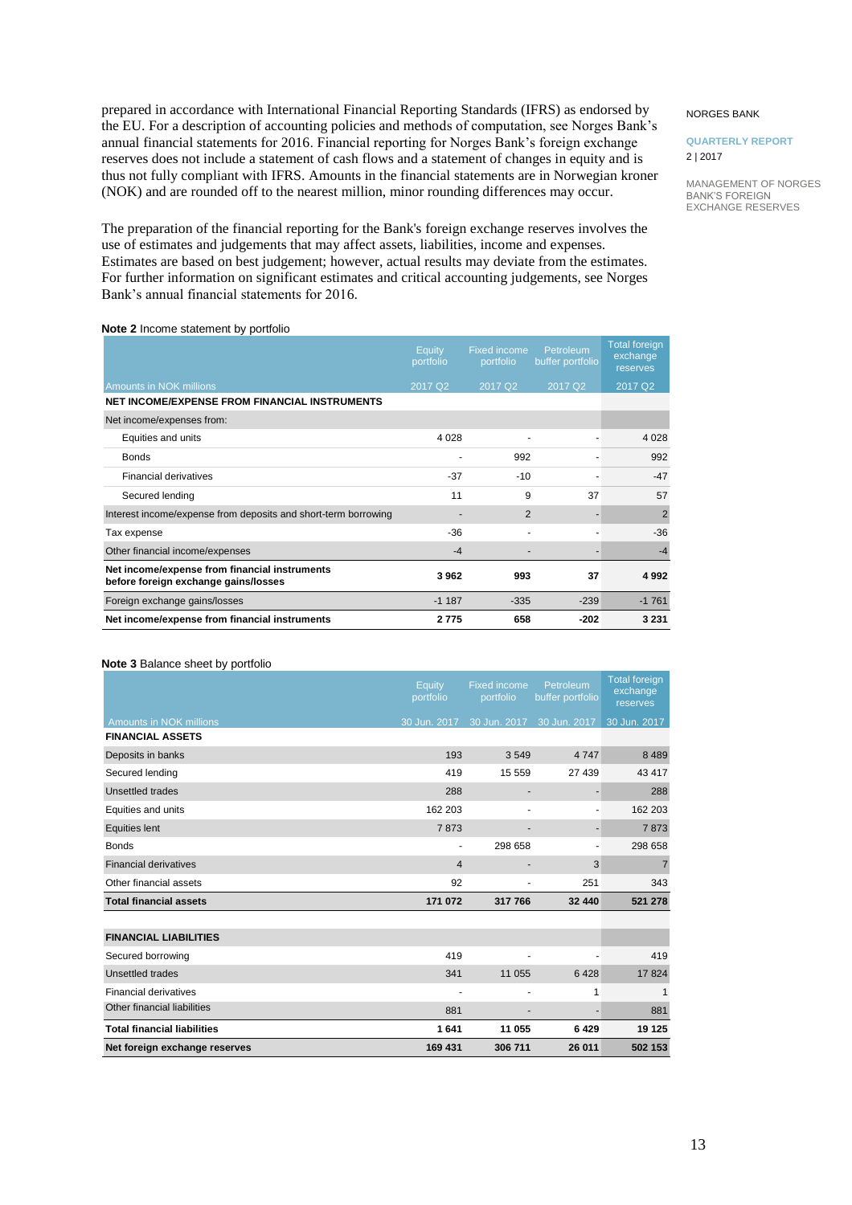prepared in accordance with International Financial Reporting Standards (IFRS) as endorsed by the EU. For a description of accounting policies and methods of computation, see Norges Bank's annual financial statements for 2016. Financial reporting for Norges Bank's foreign exchange reserves does not include a statement of cash flows and a statement of changes in equity and is thus not fully compliant with IFRS. Amounts in the financial statements are in Norwegian kroner (NOK) and are rounded off to the nearest million, minor rounding differences may occur.

The preparation of the financial reporting for the Bank's foreign exchange reserves involves the use of estimates and judgements that may affect assets, liabilities, income and expenses. Estimates are based on best judgement; however, actual results may deviate from the estimates. For further information on significant estimates and critical accounting judgements, see Norges Bank's annual financial statements for 2016.

**Note 2** Income statement by portfolio

| Amounts in NOK millions | Equity portfolio 2017 Q2 | Fixed income portfolio 2017 Q2 | Petroleum buffer portfolio 2017 Q2 | Total foreign exchange reserves 2017 Q2 |
|---|---|---|---|---|
| **NET INCOME/EXPENSE FROM FINANCIAL INSTRUMENTS** | | | | |
| Net income/expenses from: | | | | |
| Equities and units | 4 028 | - | - | 4 028 |
| Bonds | - | 992 | - | 992 |
| Financial derivatives | -37 | -10 | - | -47 |
| Secured lending | 11 | 9 | 37 | 57 |
| Interest income/expense from deposits and short-term borrowing | - | 2 | - | 2 |
| Tax expense | -36 | - | - | -36 |
| Other financial income/expenses | -4 | - | - | -4 |
| **Net income/expense from financial instruments before foreign exchange gains/losses** | **3 962** | **993** | **37** | **4 992** |
| Foreign exchange gains/losses | -1 187 | -335 | -239 | -1 761 |
| **Net income/expense from financial instruments** | **2 775** | **658** | **-202** | **3 231** |

**Note 3** Balance sheet by portfolio

| Amounts in NOK millions | Equity portfolio 30 Jun. 2017 | Fixed income portfolio 30 Jun. 2017 | Petroleum buffer portfolio 30 Jun. 2017 | Total foreign exchange reserves 30 Jun. 2017 |
|---|---|---|---|---|
| **FINANCIAL ASSETS** | | | | |
| Deposits in banks | 193 | 3 549 | 4 747 | 8 489 |
| Secured lending | 419 | 15 559 | 27 439 | 43 417 |
| Unsettled trades | 288 | - | - | 288 |
| Equities and units | 162 203 | - | - | 162 203 |
| Equities lent | 7 873 | - | - | 7 873 |
| Bonds | - | 298 658 | - | 298 658 |
| Financial derivatives | 4 | - | 3 | 7 |
| Other financial assets | 92 | - | 251 | 343 |
| **Total financial assets** | **171 072** | **317 766** | **32 440** | **521 278** |
| | | | | |
| **FINANCIAL LIABILITIES** | | | | |
| Secured borrowing | 419 | - | - | 419 |
| Unsettled trades | 341 | 11 055 | 6 428 | 17 824 |
| Financial derivatives | - | - | 1 | 1 |
| Other financial liabilities | 881 | - | - | 881 |
| **Total financial liabilities** | **1 641** | **11 055** | **6 429** | **19 125** |
| **Net foreign exchange reserves** | **169 431** | **306 711** | **26 011** | **502 153** |